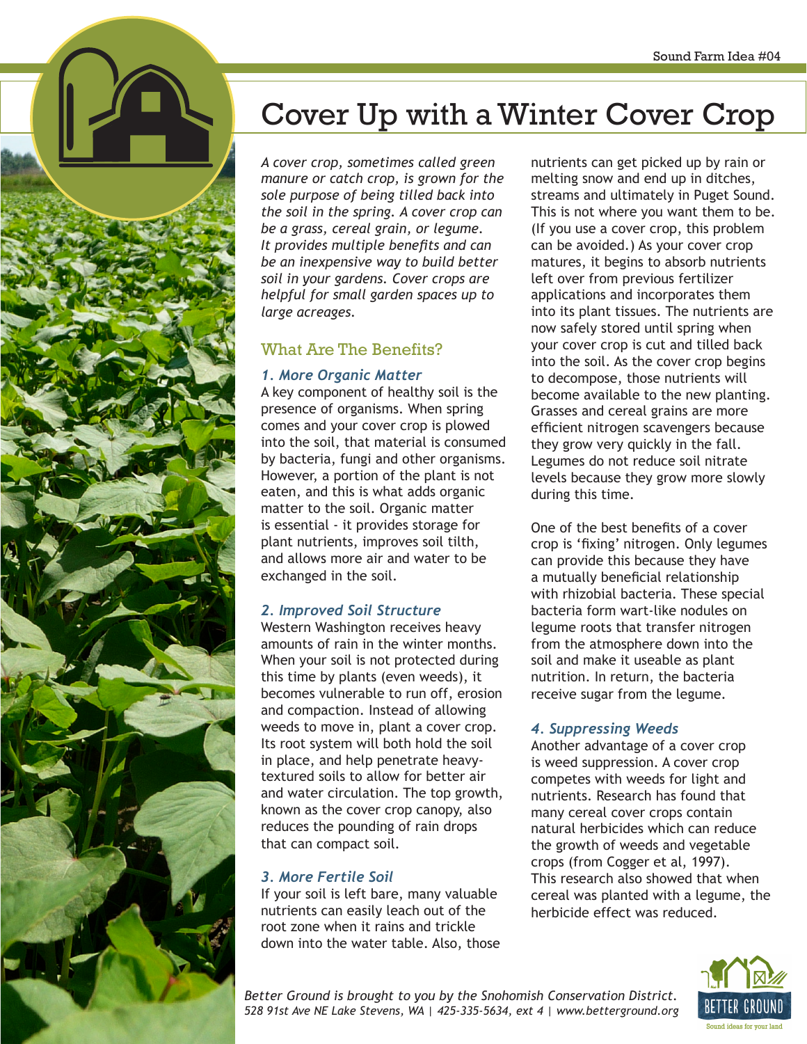# Cover Up with a Winter Cover Crop

*A cover crop, sometimes called green manure or catch crop, is grown for the sole purpose of being tilled back into the soil in the spring. A cover crop can be a grass, cereal grain, or legume. It provides multiple benefits and can be an inexpensive way to build better soil in your gardens. Cover crops are helpful for small garden spaces up to large acreages.*

## What Are The Benefits?

### *1. More Organic Matter*

A key component of healthy soil is the presence of organisms. When spring comes and your cover crop is plowed into the soil, that material is consumed by bacteria, fungi and other organisms. However, a portion of the plant is not eaten, and this is what adds organic matter to the soil. Organic matter is essential - it provides storage for plant nutrients, improves soil tilth, and allows more air and water to be exchanged in the soil.

### *2. Improved Soil Structure*

Western Washington receives heavy amounts of rain in the winter months. When your soil is not protected during this time by plants (even weeds), it becomes vulnerable to run off, erosion and compaction. Instead of allowing weeds to move in, plant a cover crop. Its root system will both hold the soil in place, and help penetrate heavy-textured soils to allow for better air and water circulation. The top growth, known as the cover crop canopy, also reduces the pounding of rain drops that can compact soil.

### *3. More Fertile Soil*

If your soil is left bare, many valuable nutrients can easily leach out of the root zone when it rains and trickle down into the water table. Also, those nutrients can get picked up by rain or melting snow and end up in ditches, streams and ultimately in Puget Sound. This is not where you want them to be. (If you use a cover crop, this problem can be avoided.) As your cover crop matures, it begins to absorb nutrients left over from previous fertilizer applications and incorporates them into its plant tissues. The nutrients are now safely stored until spring when your cover crop is cut and tilled back into the soil. As the cover crop begins to decompose, those nutrients will become available to the new planting. Grasses and cereal grains are more efficient nitrogen scavengers because they grow very quickly in the fall. Legumes do not reduce soil nitrate levels because they grow more slowly during this time.

One of the best benefits of a cover crop is 'fixing' nitrogen. Only legumes can provide this because they have a mutually beneficial relationship with rhizobial bacteria. These special bacteria form wart-like nodules on legume roots that transfer nitrogen from the atmosphere down into the soil and make it useable as plant nutrition. In return, the bacteria receive sugar from the legume.

### *4. Suppressing Weeds*

Another advantage of a cover crop is weed suppression. A cover crop competes with weeds for light and nutrients. Research has found that many cereal cover crops contain natural herbicides which can reduce the growth of weeds and vegetable crops (from Cogger et al, 1997). This research also showed that when cereal was planted with a legume, the herbicide effect was reduced.

*Better Ground is brought to you by the Snohomish Conservation District.*
*528 91st Ave NE Lake Stevens, WA | 425-335-5634, ext 4 | www.betterground.org*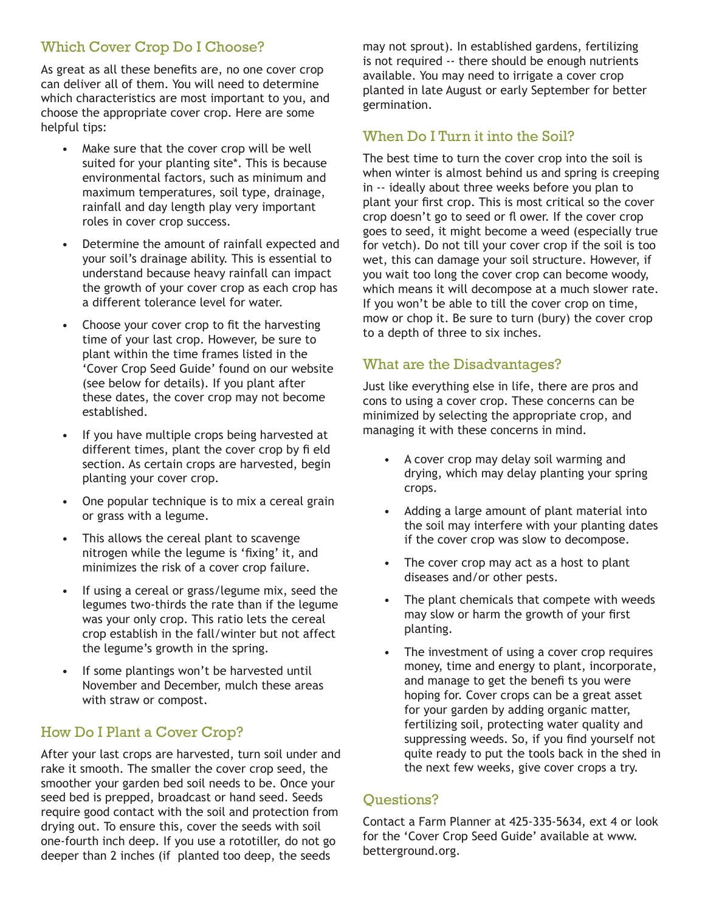## Which Cover Crop Do I Choose?

As great as all these benefits are, no one cover crop can deliver all of them. You will need to determine which characteristics are most important to you, and choose the appropriate cover crop. Here are some helpful tips:

- Make sure that the cover crop will be well suited for your planting site*. This is because environmental factors, such as minimum and maximum temperatures, soil type, drainage, rainfall and day length play very important roles in cover crop success.
- Determine the amount of rainfall expected and your soil's drainage ability. This is essential to understand because heavy rainfall can impact the growth of your cover crop as each crop has a different tolerance level for water.
- Choose your cover crop to fit the harvesting time of your last crop. However, be sure to plant within the time frames listed in the 'Cover Crop Seed Guide' found on our website (see below for details). If you plant after these dates, the cover crop may not become established.
- If you have multiple crops being harvested at different times, plant the cover crop by field section. As certain crops are harvested, begin planting your cover crop.
- One popular technique is to mix a cereal grain or grass with a legume.
- This allows the cereal plant to scavenge nitrogen while the legume is 'fixing' it, and minimizes the risk of a cover crop failure.
- If using a cereal or grass/legume mix, seed the legumes two-thirds the rate than if the legume was your only crop. This ratio lets the cereal crop establish in the fall/winter but not affect the legume's growth in the spring.
- If some plantings won't be harvested until November and December, mulch these areas with straw or compost.

## How Do I Plant a Cover Crop?

After your last crops are harvested, turn soil under and rake it smooth. The smaller the cover crop seed, the smoother your garden bed soil needs to be. Once your seed bed is prepped, broadcast or hand seed. Seeds require good contact with the soil and protection from drying out. To ensure this, cover the seeds with soil one-fourth inch deep. If you use a rototiller, do not go deeper than 2 inches (if planted too deep, the seeds may not sprout). In established gardens, fertilizing is not required -- there should be enough nutrients available. You may need to irrigate a cover crop planted in late August or early September for better germination.

## When Do I Turn it into the Soil?

The best time to turn the cover crop into the soil is when winter is almost behind us and spring is creeping in -- ideally about three weeks before you plan to plant your first crop. This is most critical so the cover crop doesn't go to seed or flower. If the cover crop goes to seed, it might become a weed (especially true for vetch). Do not till your cover crop if the soil is too wet, this can damage your soil structure. However, if you wait too long the cover crop can become woody, which means it will decompose at a much slower rate. If you won't be able to till the cover crop on time, mow or chop it. Be sure to turn (bury) the cover crop to a depth of three to six inches.

## What are the Disadvantages?

Just like everything else in life, there are pros and cons to using a cover crop. These concerns can be minimized by selecting the appropriate crop, and managing it with these concerns in mind.

- A cover crop may delay soil warming and drying, which may delay planting your spring crops.
- Adding a large amount of plant material into the soil may interfere with your planting dates if the cover crop was slow to decompose.
- The cover crop may act as a host to plant diseases and/or other pests.
- The plant chemicals that compete with weeds may slow or harm the growth of your first planting.
- The investment of using a cover crop requires money, time and energy to plant, incorporate, and manage to get the benefits you were hoping for. Cover crops can be a great asset for your garden by adding organic matter, fertilizing soil, protecting water quality and suppressing weeds. So, if you find yourself not quite ready to put the tools back in the shed in the next few weeks, give cover crops a try.

## Questions?

Contact a Farm Planner at 425-335-5634, ext 4 or look for the 'Cover Crop Seed Guide' available at www.betterground.org.